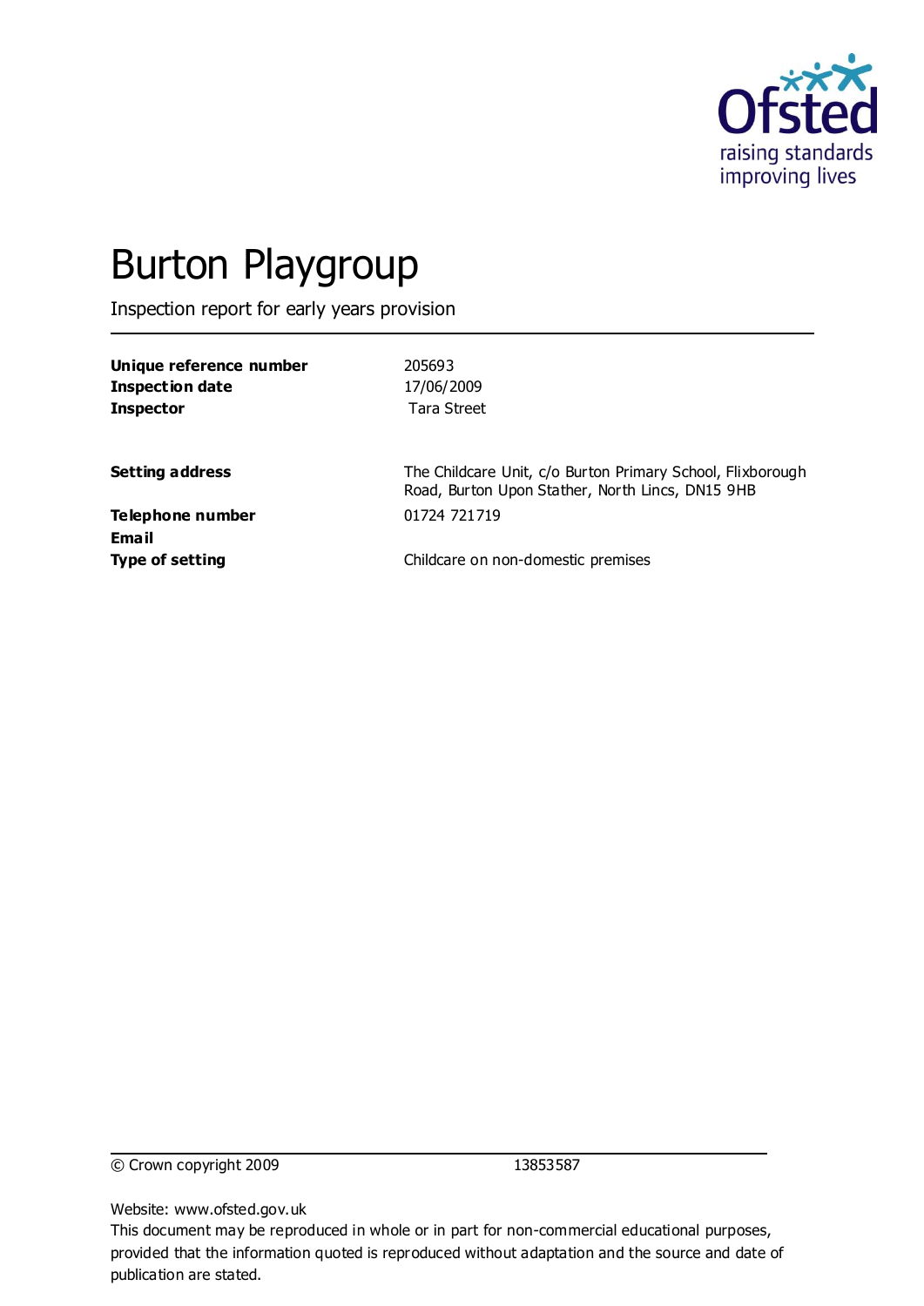# Burton Playgroup

Inspection report for early years provision

| | |
|---|---|
| **Unique reference number** | 205693 |
| **Inspection date** | 17/06/2009 |
| **Inspector** | Tara Street |
| | |
| **Setting address** | The Childcare Unit, c/o Burton Primary School, Flixborough Road, Burton Upon Stather, North Lincs, DN15 9HB |
| **Telephone number** | 01724 721719 |
| **Email** | |
| **Type of setting** | Childcare on non-domestic premises |

© Crown copyright 2009 13853587

Website: www.ofsted.gov.uk

This document may be reproduced in whole or in part for non-commercial educational purposes, provided that the information quoted is reproduced without adaptation and the source and date of publication are stated.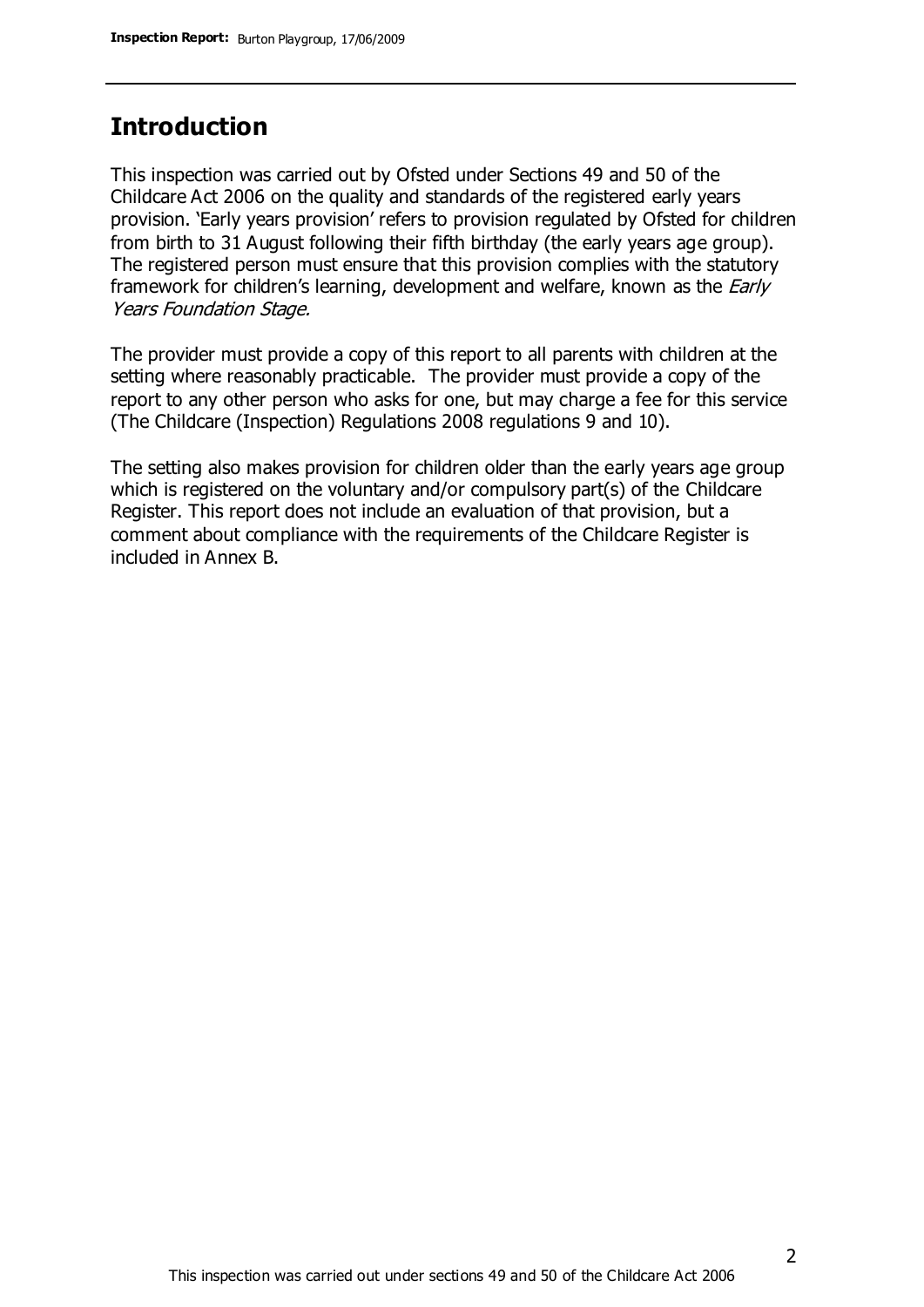## Introduction

This inspection was carried out by Ofsted under Sections 49 and 50 of the Childcare Act 2006 on the quality and standards of the registered early years provision. 'Early years provision' refers to provision regulated by Ofsted for children from birth to 31 August following their fifth birthday (the early years age group). The registered person must ensure that this provision complies with the statutory framework for children's learning, development and welfare, known as the *Early Years Foundation Stage.*

The provider must provide a copy of this report to all parents with children at the setting where reasonably practicable. The provider must provide a copy of the report to any other person who asks for one, but may charge a fee for this service (The Childcare (Inspection) Regulations 2008 regulations 9 and 10).

The setting also makes provision for children older than the early years age group which is registered on the voluntary and/or compulsory part(s) of the Childcare Register. This report does not include an evaluation of that provision, but a comment about compliance with the requirements of the Childcare Register is included in Annex B.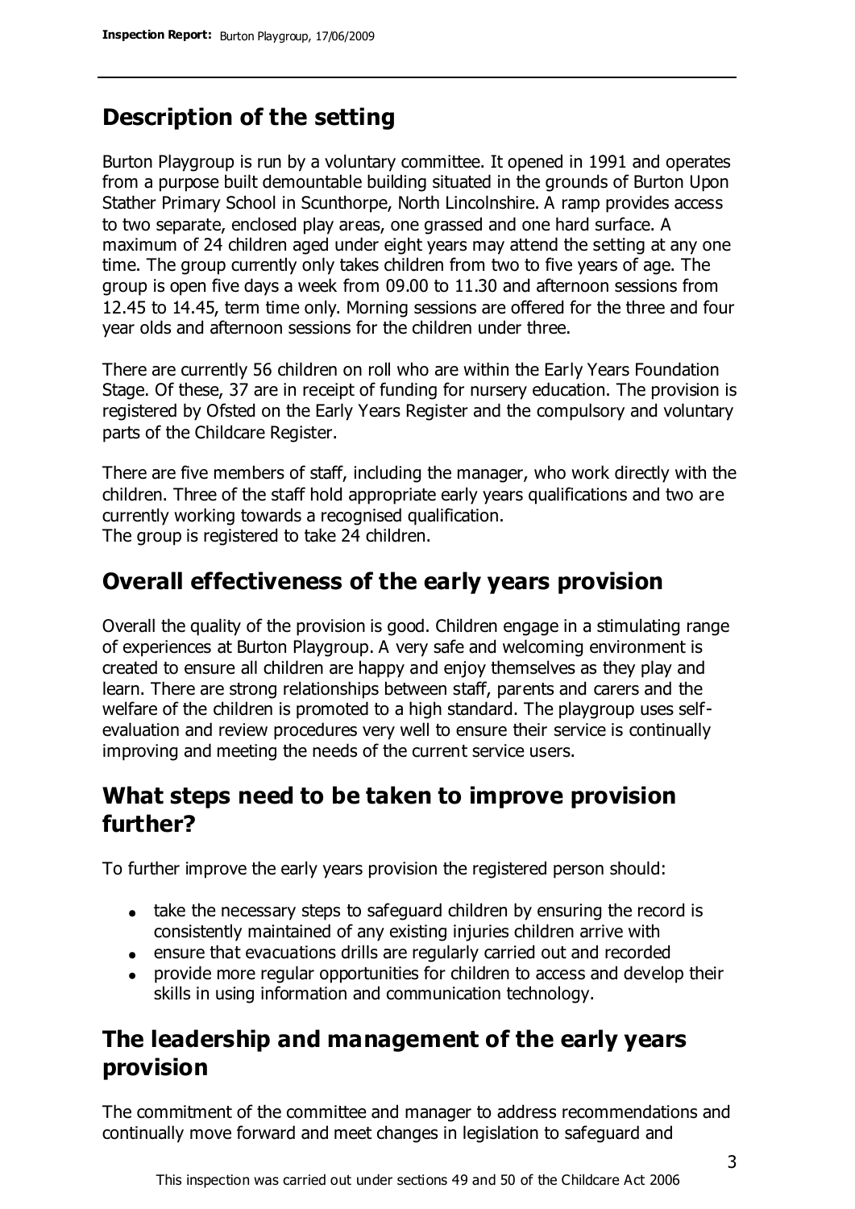## Description of the setting

Burton Playgroup is run by a voluntary committee. It opened in 1991 and operates from a purpose built demountable building situated in the grounds of Burton Upon Stather Primary School in Scunthorpe, North Lincolnshire. A ramp provides access to two separate, enclosed play areas, one grassed and one hard surface. A maximum of 24 children aged under eight years may attend the setting at any one time. The group currently only takes children from two to five years of age. The group is open five days a week from 09.00 to 11.30 and afternoon sessions from 12.45 to 14.45, term time only. Morning sessions are offered for the three and four year olds and afternoon sessions for the children under three.

There are currently 56 children on roll who are within the Early Years Foundation Stage. Of these, 37 are in receipt of funding for nursery education. The provision is registered by Ofsted on the Early Years Register and the compulsory and voluntary parts of the Childcare Register.

There are five members of staff, including the manager, who work directly with the children. Three of the staff hold appropriate early years qualifications and two are currently working towards a recognised qualification.
The group is registered to take 24 children.

## Overall effectiveness of the early years provision

Overall the quality of the provision is good. Children engage in a stimulating range of experiences at Burton Playgroup. A very safe and welcoming environment is created to ensure all children are happy and enjoy themselves as they play and learn. There are strong relationships between staff, parents and carers and the welfare of the children is promoted to a high standard. The playgroup uses self-evaluation and review procedures very well to ensure their service is continually improving and meeting the needs of the current service users.

## What steps need to be taken to improve provision further?

To further improve the early years provision the registered person should:

- take the necessary steps to safeguard children by ensuring the record is consistently maintained of any existing injuries children arrive with
- ensure that evacuations drills are regularly carried out and recorded
- provide more regular opportunities for children to access and develop their skills in using information and communication technology.

## The leadership and management of the early years provision

The commitment of the committee and manager to address recommendations and continually move forward and meet changes in legislation to safeguard and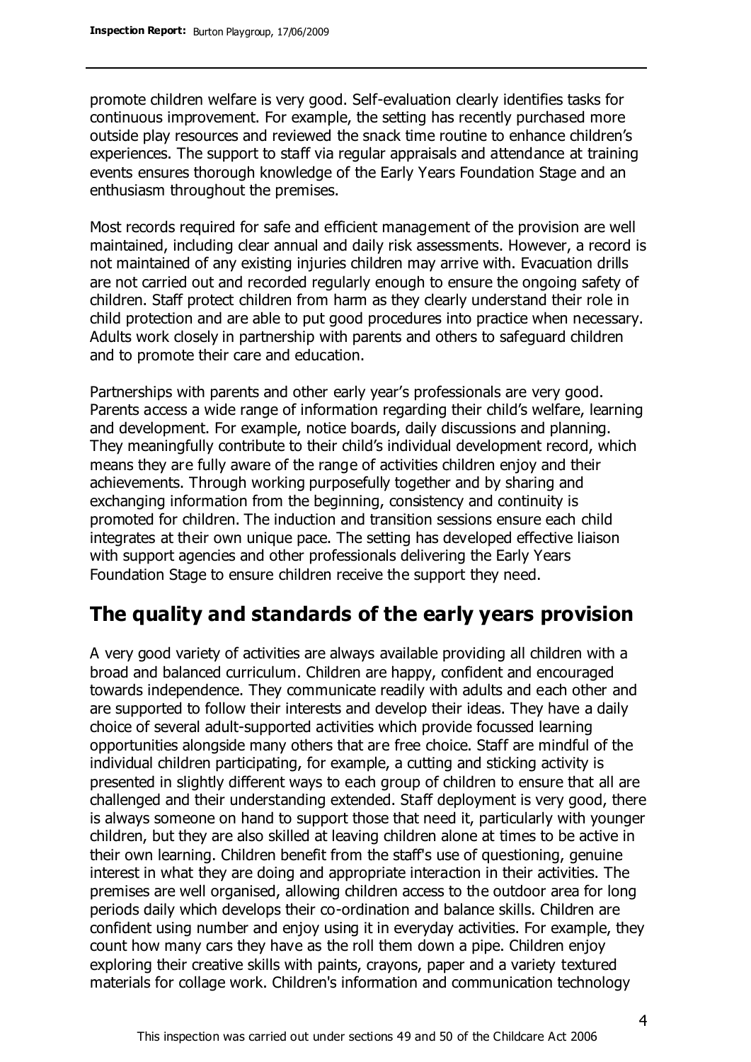promote children welfare is very good. Self-evaluation clearly identifies tasks for continuous improvement. For example, the setting has recently purchased more outside play resources and reviewed the snack time routine to enhance children's experiences. The support to staff via regular appraisals and attendance at training events ensures thorough knowledge of the Early Years Foundation Stage and an enthusiasm throughout the premises.

Most records required for safe and efficient management of the provision are well maintained, including clear annual and daily risk assessments. However, a record is not maintained of any existing injuries children may arrive with. Evacuation drills are not carried out and recorded regularly enough to ensure the ongoing safety of children. Staff protect children from harm as they clearly understand their role in child protection and are able to put good procedures into practice when necessary. Adults work closely in partnership with parents and others to safeguard children and to promote their care and education.

Partnerships with parents and other early year's professionals are very good. Parents access a wide range of information regarding their child's welfare, learning and development. For example, notice boards, daily discussions and planning. They meaningfully contribute to their child's individual development record, which means they are fully aware of the range of activities children enjoy and their achievements. Through working purposefully together and by sharing and exchanging information from the beginning, consistency and continuity is promoted for children. The induction and transition sessions ensure each child integrates at their own unique pace. The setting has developed effective liaison with support agencies and other professionals delivering the Early Years Foundation Stage to ensure children receive the support they need.

## The quality and standards of the early years provision

A very good variety of activities are always available providing all children with a broad and balanced curriculum. Children are happy, confident and encouraged towards independence. They communicate readily with adults and each other and are supported to follow their interests and develop their ideas. They have a daily choice of several adult-supported activities which provide focussed learning opportunities alongside many others that are free choice. Staff are mindful of the individual children participating, for example, a cutting and sticking activity is presented in slightly different ways to each group of children to ensure that all are challenged and their understanding extended. Staff deployment is very good, there is always someone on hand to support those that need it, particularly with younger children, but they are also skilled at leaving children alone at times to be active in their own learning. Children benefit from the staff's use of questioning, genuine interest in what they are doing and appropriate interaction in their activities. The premises are well organised, allowing children access to the outdoor area for long periods daily which develops their co-ordination and balance skills. Children are confident using number and enjoy using it in everyday activities. For example, they count how many cars they have as the roll them down a pipe. Children enjoy exploring their creative skills with paints, crayons, paper and a variety textured materials for collage work. Children's information and communication technology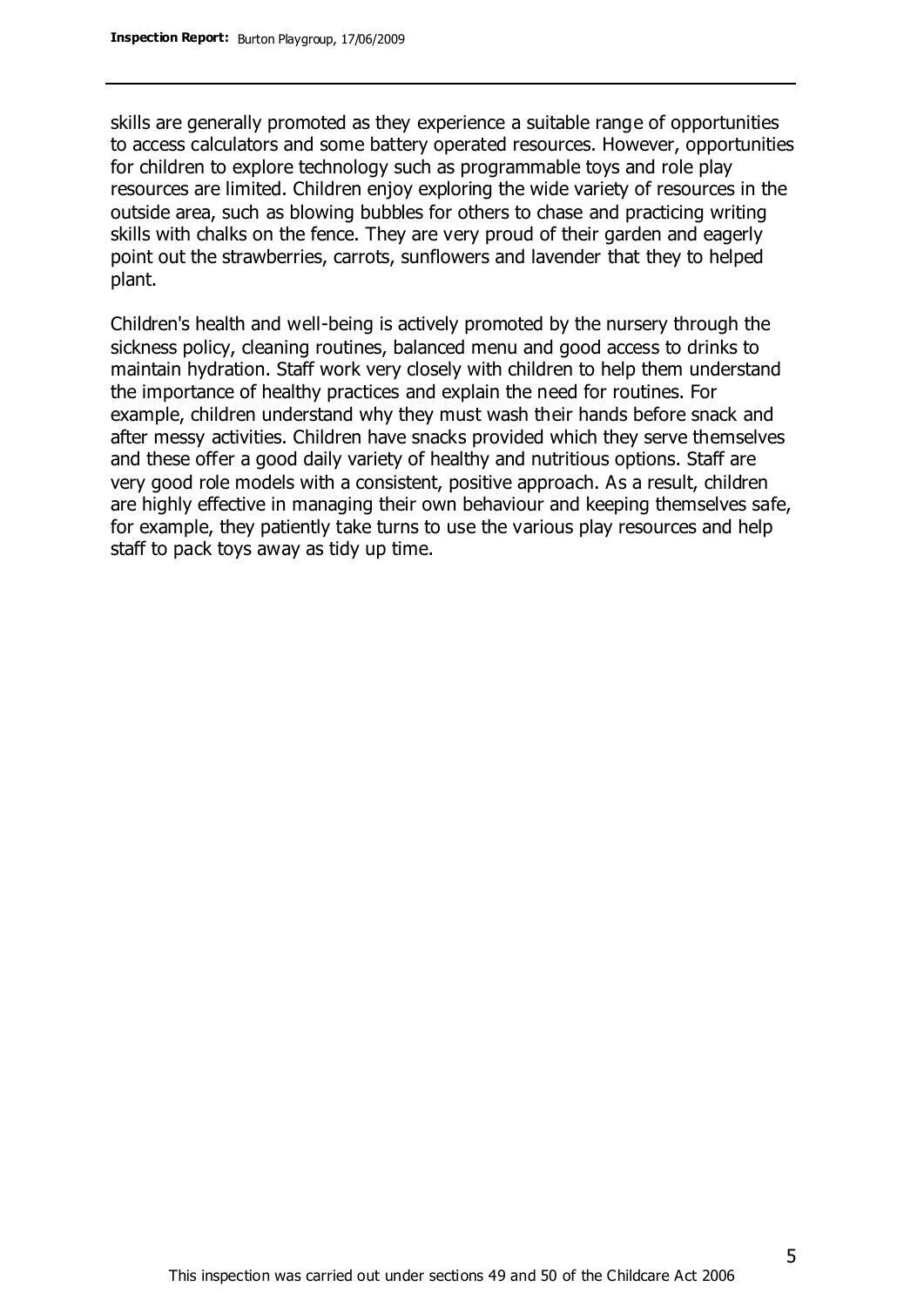skills are generally promoted as they experience a suitable range of opportunities to access calculators and some battery operated resources. However, opportunities for children to explore technology such as programmable toys and role play resources are limited. Children enjoy exploring the wide variety of resources in the outside area, such as blowing bubbles for others to chase and practicing writing skills with chalks on the fence. They are very proud of their garden and eagerly point out the strawberries, carrots, sunflowers and lavender that they to helped plant.

Children's health and well-being is actively promoted by the nursery through the sickness policy, cleaning routines, balanced menu and good access to drinks to maintain hydration. Staff work very closely with children to help them understand the importance of healthy practices and explain the need for routines. For example, children understand why they must wash their hands before snack and after messy activities. Children have snacks provided which they serve themselves and these offer a good daily variety of healthy and nutritious options. Staff are very good role models with a consistent, positive approach. As a result, children are highly effective in managing their own behaviour and keeping themselves safe, for example, they patiently take turns to use the various play resources and help staff to pack toys away as tidy up time.

This inspection was carried out under sections 49 and 50 of the Childcare Act 2006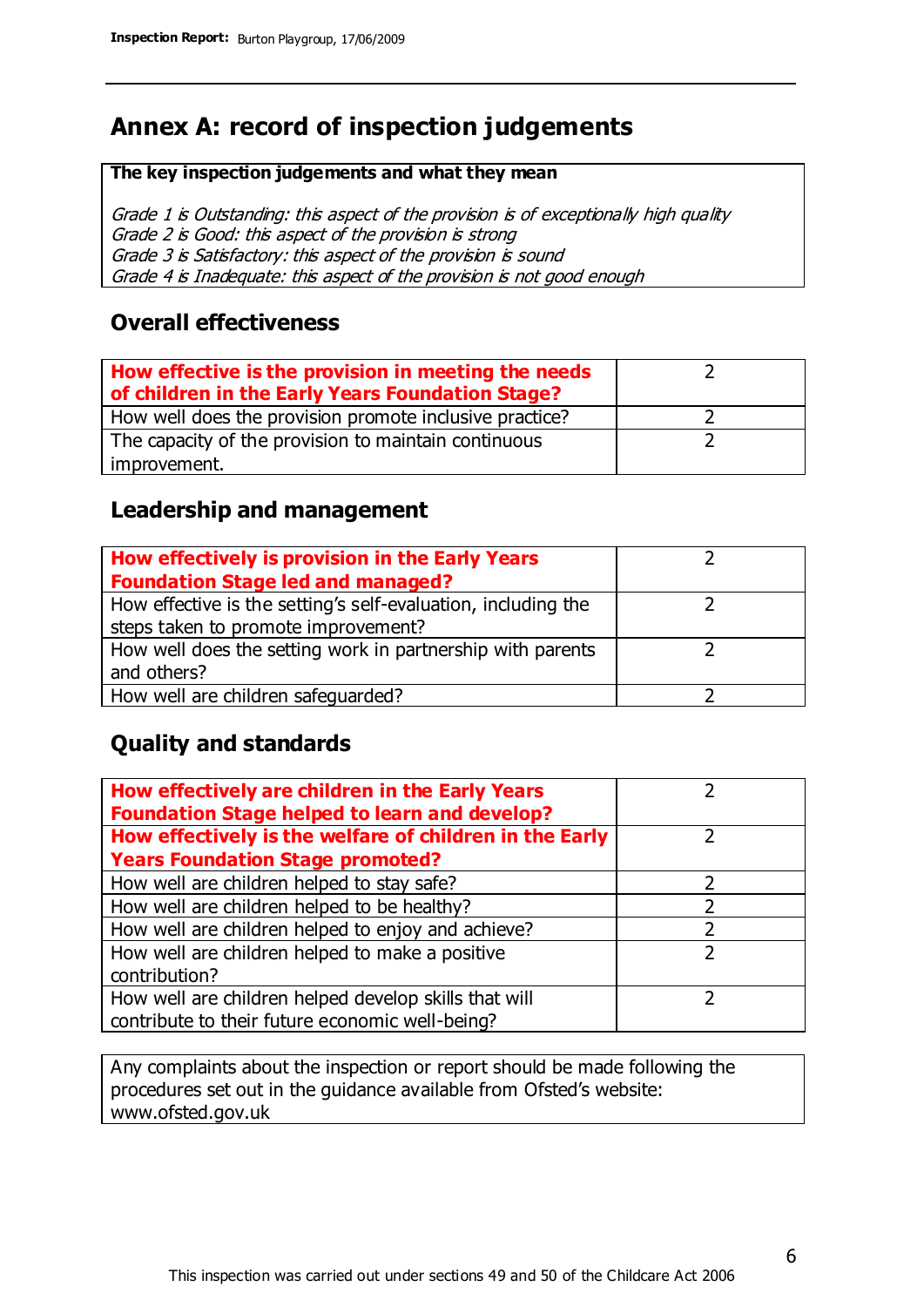# Annex A: record of inspection judgements

**The key inspection judgements and what they mean**

*Grade 1 is Outstanding: this aspect of the provision is of exceptionally high quality*
*Grade 2 is Good: this aspect of the provision is strong*
*Grade 3 is Satisfactory: this aspect of the provision is sound*
*Grade 4 is Inadequate: this aspect of the provision is not good enough*

## Overall effectiveness

| | |
|---|---|
| **How effective is the provision in meeting the needs of children in the Early Years Foundation Stage?** | 2 |
| How well does the provision promote inclusive practice? | 2 |
| The capacity of the provision to maintain continuous improvement. | 2 |

## Leadership and management

| | |
|---|---|
| **How effectively is provision in the Early Years Foundation Stage led and managed?** | 2 |
| How effective is the setting's self-evaluation, including the steps taken to promote improvement? | 2 |
| How well does the setting work in partnership with parents and others? | 2 |
| How well are children safeguarded? | 2 |

## Quality and standards

| | |
|---|---|
| **How effectively are children in the Early Years Foundation Stage helped to learn and develop?** | 2 |
| **How effectively is the welfare of children in the Early Years Foundation Stage promoted?** | 2 |
| How well are children helped to stay safe? | 2 |
| How well are children helped to be healthy? | 2 |
| How well are children helped to enjoy and achieve? | 2 |
| How well are children helped to make a positive contribution? | 2 |
| How well are children helped develop skills that will contribute to their future economic well-being? | 2 |

Any complaints about the inspection or report should be made following the procedures set out in the guidance available from Ofsted's website: www.ofsted.gov.uk

This inspection was carried out under sections 49 and 50 of the Childcare Act 2006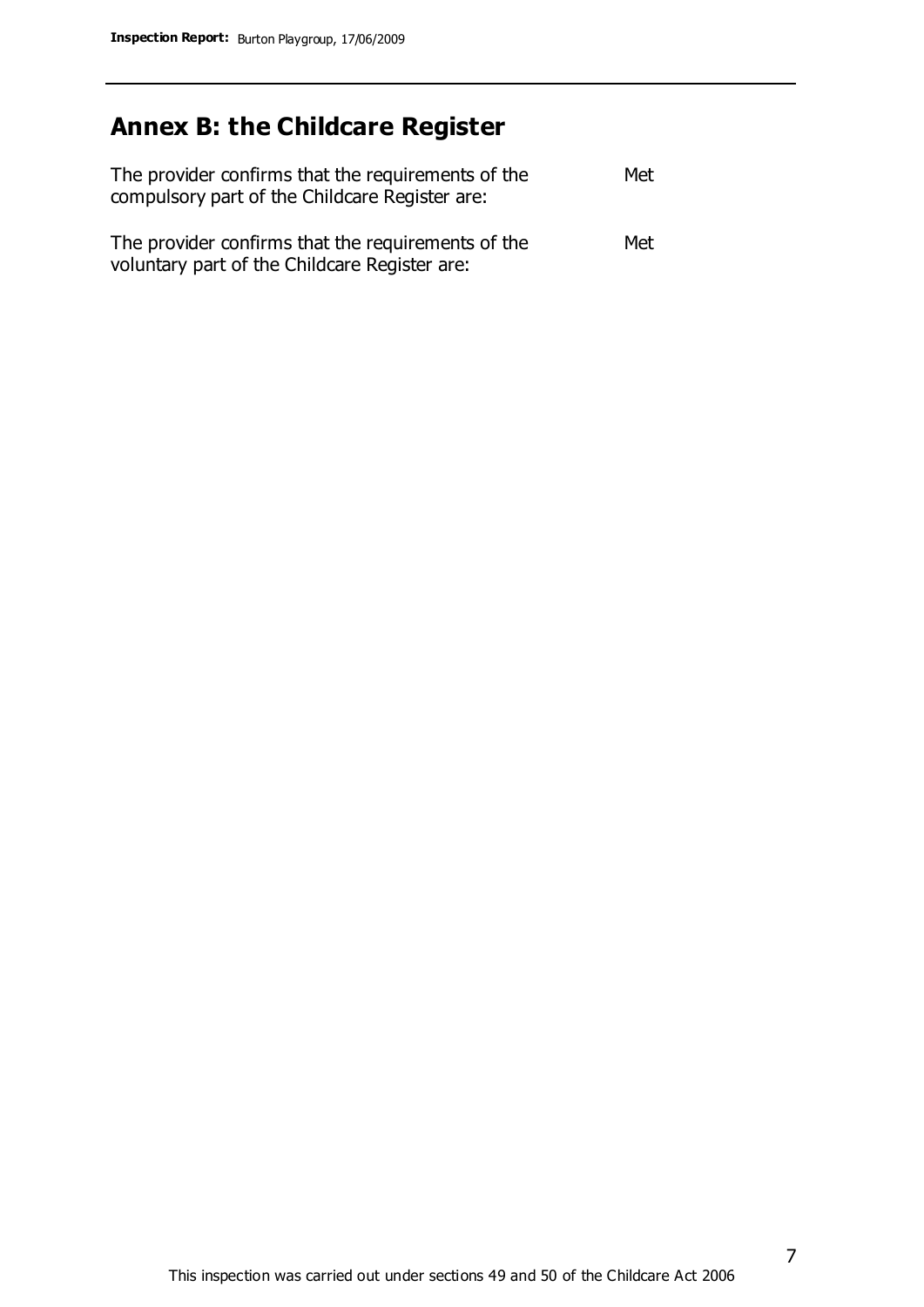## Annex B: the Childcare Register

| | |
|---|---|
| The provider confirms that the requirements of the compulsory part of the Childcare Register are: | Met |
| The provider confirms that the requirements of the voluntary part of the Childcare Register are: | Met |

This inspection was carried out under sections 49 and 50 of the Childcare Act 2006